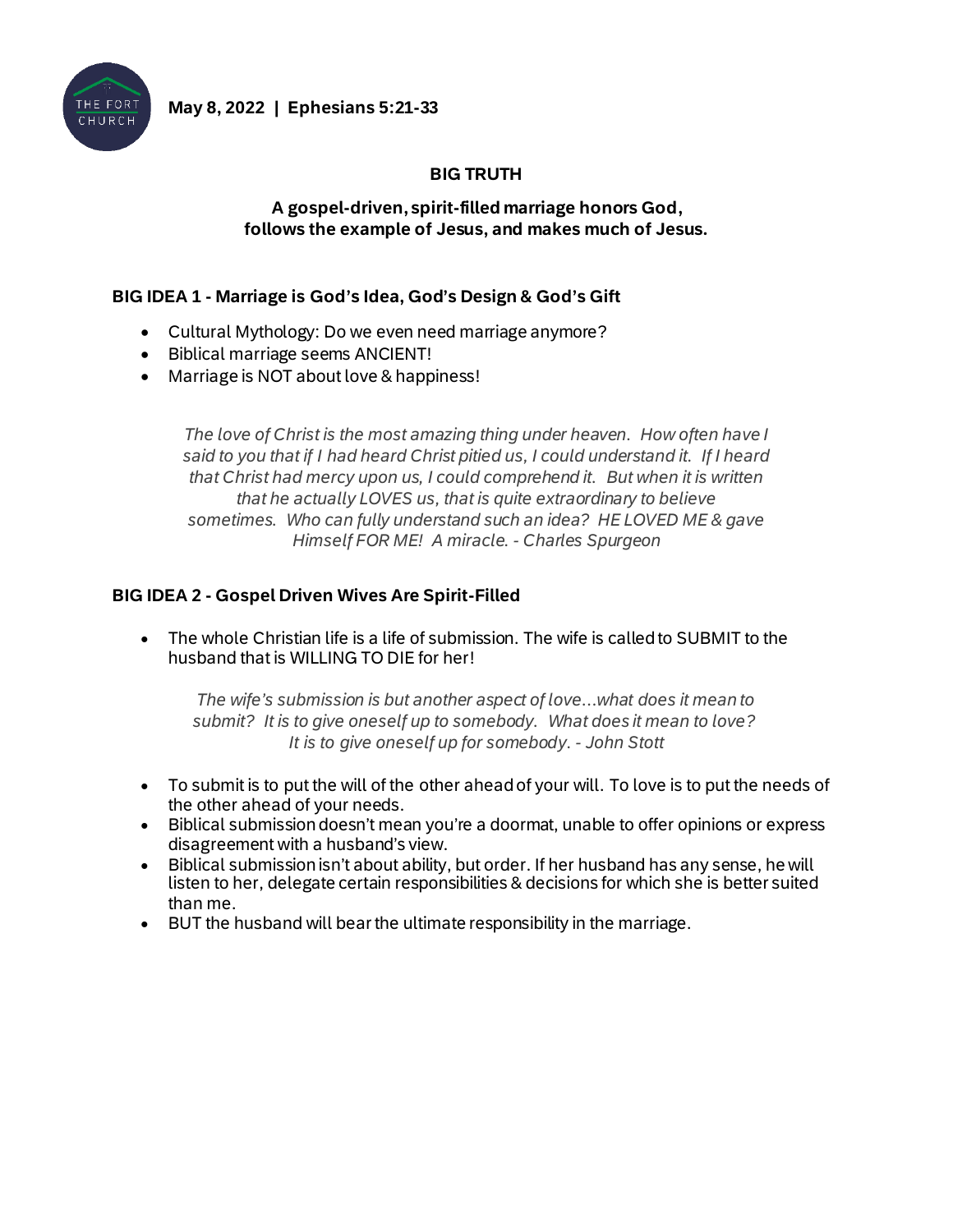**May 8, 2022 | Ephesians 5:21-33**

## BIG TRUTH

**A gospel-driven, spirit-filled marriage honors God, follows the example of Jesus, and makes much of Jesus.**

### BIG IDEA 1 - Marriage is God's Idea, God's Design & God's Gift

- Cultural Mythology: Do we even need marriage anymore?
- Biblical marriage seems ANCIENT!
- Marriage is NOT about love & happiness!

> *The love of Christ is the most amazing thing under heaven. How often have I said to you that if I had heard Christ pitied us, I could understand it. If I heard that Christ had mercy upon us, I could comprehend it. But when it is written that he actually LOVES us, that is quite extraordinary to believe sometimes. Who can fully understand such an idea? HE LOVED ME & gave Himself FOR ME! A miracle. - Charles Spurgeon*

### BIG IDEA 2 - Gospel Driven Wives Are Spirit-Filled

- The whole Christian life is a life of submission. The wife is called to SUBMIT to the husband that is WILLING TO DIE for her!

> *The wife's submission is but another aspect of love…what does it mean to submit? It is to give oneself up to somebody. What does it mean to love? It is to give oneself up for somebody. - John Stott*

- To submit is to put the will of the other ahead of your will. To love is to put the needs of the other ahead of your needs.
- Biblical submission doesn't mean you're a doormat, unable to offer opinions or express disagreement with a husband's view.
- Biblical submission isn't about ability, but order. If her husband has any sense, he will listen to her, delegate certain responsibilities & decisions for which she is better suited than me.
- BUT the husband will bear the ultimate responsibility in the marriage.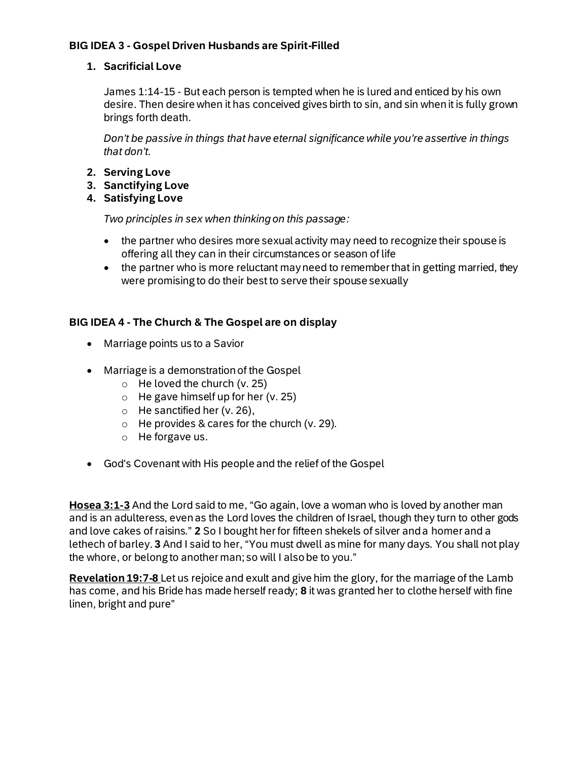**BIG IDEA 3 - Gospel Driven Husbands are Spirit-Filled**

1. **Sacrificial Love**

   James 1:14-15 - But each person is tempted when he is lured and enticed by his own desire. Then desire when it has conceived gives birth to sin, and sin when it is fully grown brings forth death.

   *Don't be passive in things that have eternal significance while you're assertive in things that don't.*

2. **Serving Love**
3. **Sanctifying Love**
4. **Satisfying Love**

   *Two principles in sex when thinking on this passage:*

   - the partner who desires more sexual activity may need to recognize their spouse is offering all they can in their circumstances or season of life
   - the partner who is more reluctant may need to remember that in getting married, they were promising to do their best to serve their spouse sexually

**BIG IDEA 4 - The Church & The Gospel are on display**

- Marriage points us to a Savior

- Marriage is a demonstration of the Gospel
  - He loved the church (v. 25)
  - He gave himself up for her (v. 25)
  - He sanctified her (v. 26),
  - He provides & cares for the church (v. 29).
  - He forgave us.

- God's Covenant with His people and the relief of the Gospel

**<u>Hosea 3:1-3</u>** And the Lord said to me, "Go again, love a woman who is loved by another man and is an adulteress, even as the Lord loves the children of Israel, though they turn to other gods and love cakes of raisins." **2** So I bought her for fifteen shekels of silver and a homer and a lethech of barley. **3** And I said to her, "You must dwell as mine for many days. You shall not play the whore, or belong to another man; so will I also be to you."

**<u>Revelation 19:7-8</u>** Let us rejoice and exult and give him the glory, for the marriage of the Lamb has come, and his Bride has made herself ready; **8** it was granted her to clothe herself with fine linen, bright and pure"